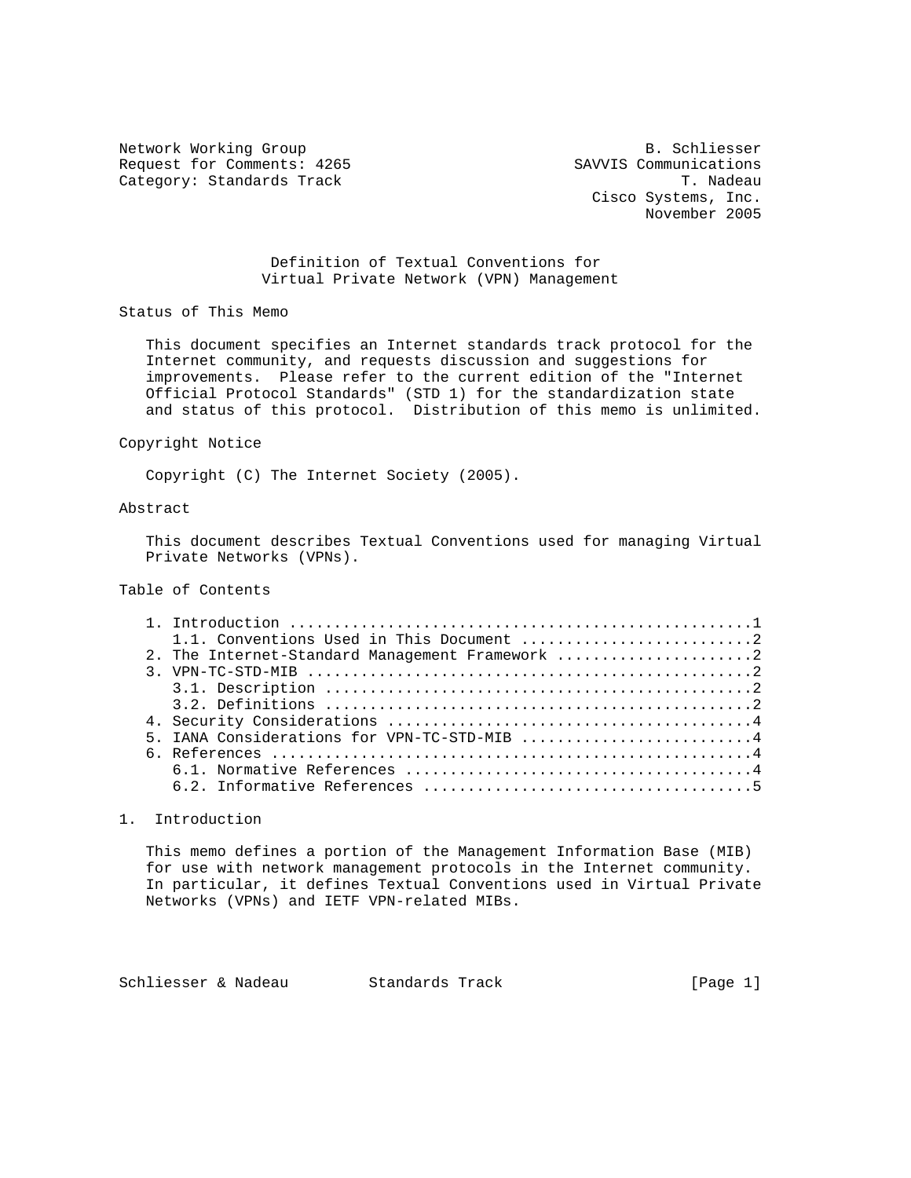Network Working Group B. Schliesser
Request for Comments: 4265 SAVVIS Communications
Category: Standards Track T. Nadeau
Cisco Systems, Inc.
November 2005

# Definition of Textual Conventions for Virtual Private Network (VPN) Management

## Status of This Memo

This document specifies an Internet standards track protocol for the Internet community, and requests discussion and suggestions for improvements. Please refer to the current edition of the "Internet Official Protocol Standards" (STD 1) for the standardization state and status of this protocol. Distribution of this memo is unlimited.

## Copyright Notice

Copyright (C) The Internet Society (2005).

## Abstract

This document describes Textual Conventions used for managing Virtual Private Networks (VPNs).

## Table of Contents

```
1. Introduction ....................................................1
   1.1. Conventions Used in This Document ..........................2
2. The Internet-Standard Management Framework ......................2
3. VPN-TC-STD-MIB ..................................................2
   3.1. Description ................................................2
   3.2. Definitions ................................................2
4. Security Considerations .........................................4
5. IANA Considerations for VPN-TC-STD-MIB ..........................4
6. References ......................................................4
   6.1. Normative References .......................................4
   6.2. Informative References .....................................5
```

## 1. Introduction

This memo defines a portion of the Management Information Base (MIB) for use with network management protocols in the Internet community. In particular, it defines Textual Conventions used in Virtual Private Networks (VPNs) and IETF VPN-related MIBs.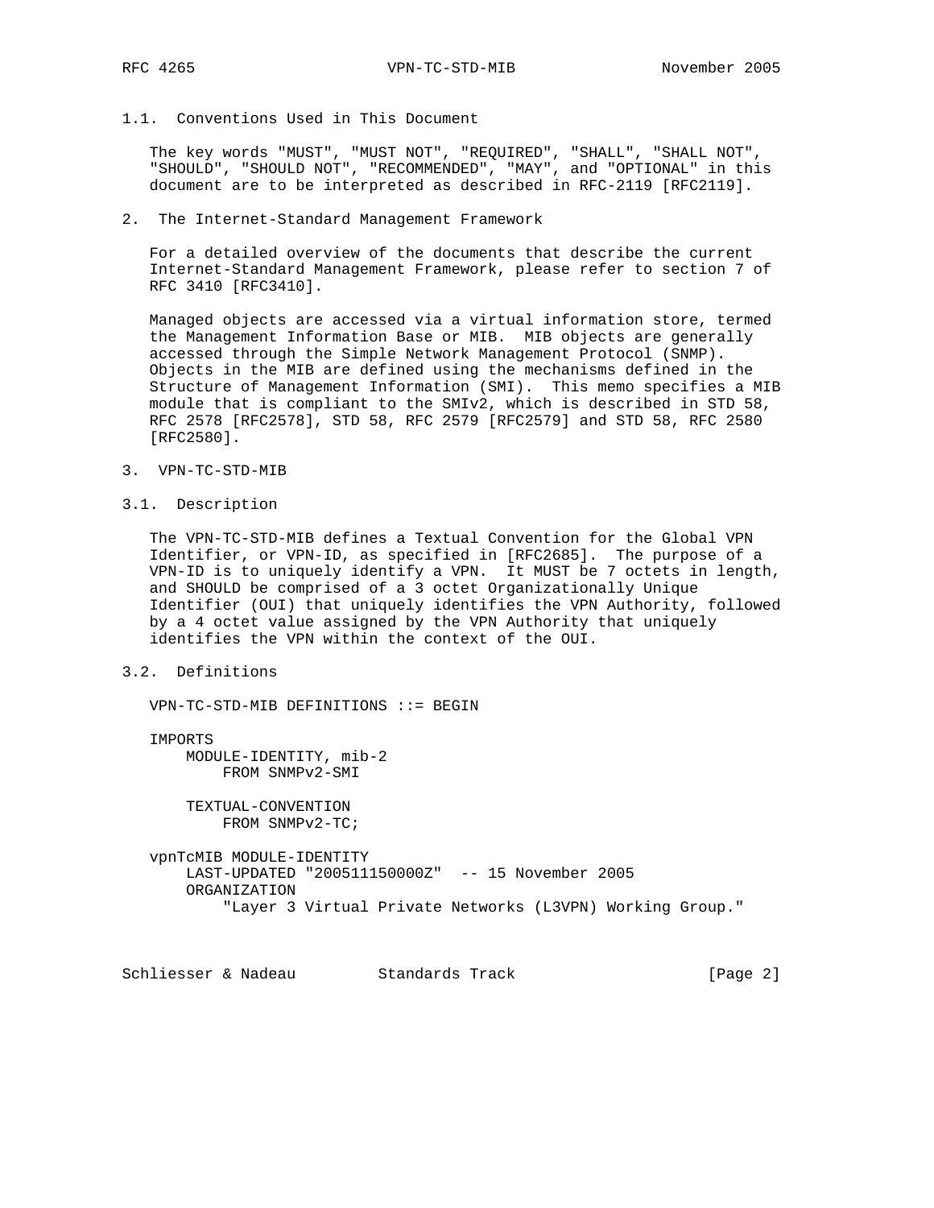### 1.1. Conventions Used in This Document

The key words "MUST", "MUST NOT", "REQUIRED", "SHALL", "SHALL NOT", "SHOULD", "SHOULD NOT", "RECOMMENDED", "MAY", and "OPTIONAL" in this document are to be interpreted as described in RFC-2119 [RFC2119].

## 2. The Internet-Standard Management Framework

For a detailed overview of the documents that describe the current Internet-Standard Management Framework, please refer to section 7 of RFC 3410 [RFC3410].

Managed objects are accessed via a virtual information store, termed the Management Information Base or MIB. MIB objects are generally accessed through the Simple Network Management Protocol (SNMP). Objects in the MIB are defined using the mechanisms defined in the Structure of Management Information (SMI). This memo specifies a MIB module that is compliant to the SMIv2, which is described in STD 58, RFC 2578 [RFC2578], STD 58, RFC 2579 [RFC2579] and STD 58, RFC 2580 [RFC2580].

## 3. VPN-TC-STD-MIB

### 3.1. Description

The VPN-TC-STD-MIB defines a Textual Convention for the Global VPN Identifier, or VPN-ID, as specified in [RFC2685]. The purpose of a VPN-ID is to uniquely identify a VPN. It MUST be 7 octets in length, and SHOULD be comprised of a 3 octet Organizationally Unique Identifier (OUI) that uniquely identifies the VPN Authority, followed by a 4 octet value assigned by the VPN Authority that uniquely identifies the VPN within the context of the OUI.

### 3.2. Definitions

```
VPN-TC-STD-MIB DEFINITIONS ::= BEGIN

IMPORTS
    MODULE-IDENTITY, mib-2
        FROM SNMPv2-SMI

    TEXTUAL-CONVENTION
        FROM SNMPv2-TC;

vpnTcMIB MODULE-IDENTITY
    LAST-UPDATED "200511150000Z"  -- 15 November 2005
    ORGANIZATION
        "Layer 3 Virtual Private Networks (L3VPN) Working Group."
```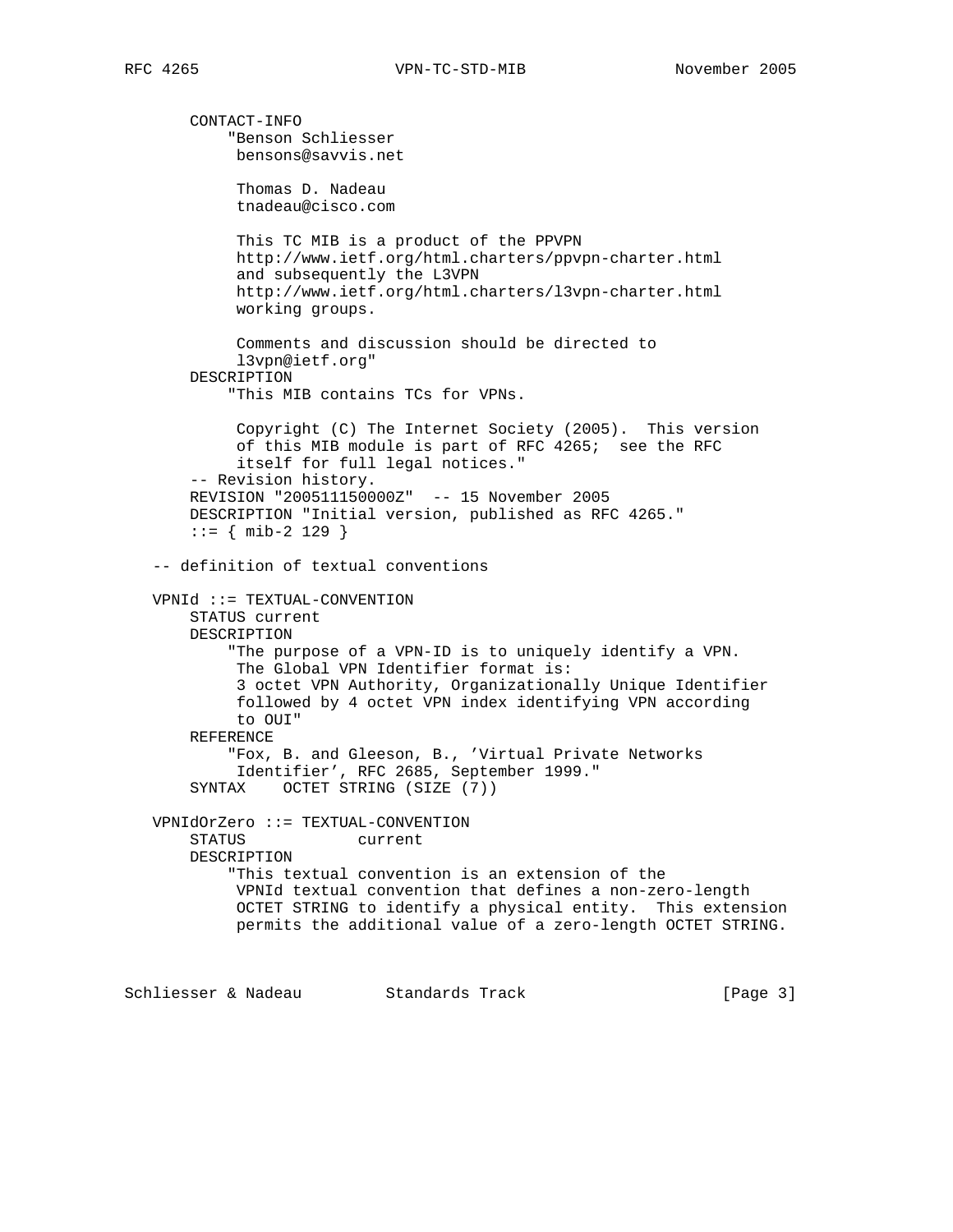```
     CONTACT-INFO
         "Benson Schliesser
          bensons@savvis.net

          Thomas D. Nadeau
          tnadeau@cisco.com

          This TC MIB is a product of the PPVPN
          http://www.ietf.org/html.charters/ppvpn-charter.html
          and subsequently the L3VPN
          http://www.ietf.org/html.charters/l3vpn-charter.html
          working groups.

          Comments and discussion should be directed to
          l3vpn@ietf.org"
     DESCRIPTION
         "This MIB contains TCs for VPNs.

          Copyright (C) The Internet Society (2005).  This version
          of this MIB module is part of RFC 4265;  see the RFC
          itself for full legal notices."
     -- Revision history.
     REVISION "200511150000Z"  -- 15 November 2005
     DESCRIPTION "Initial version, published as RFC 4265."
     ::= { mib-2 129 }

 -- definition of textual conventions

 VPNId ::= TEXTUAL-CONVENTION
     STATUS current
     DESCRIPTION
         "The purpose of a VPN-ID is to uniquely identify a VPN.
          The Global VPN Identifier format is:
          3 octet VPN Authority, Organizationally Unique Identifier
          followed by 4 octet VPN index identifying VPN according
          to OUI"
     REFERENCE
         "Fox, B. and Gleeson, B., 'Virtual Private Networks
          Identifier', RFC 2685, September 1999."
     SYNTAX    OCTET STRING (SIZE (7))

 VPNIdOrZero ::= TEXTUAL-CONVENTION
     STATUS            current
     DESCRIPTION
         "This textual convention is an extension of the
          VPNId textual convention that defines a non-zero-length
          OCTET STRING to identify a physical entity.  This extension
          permits the additional value of a zero-length OCTET STRING.
```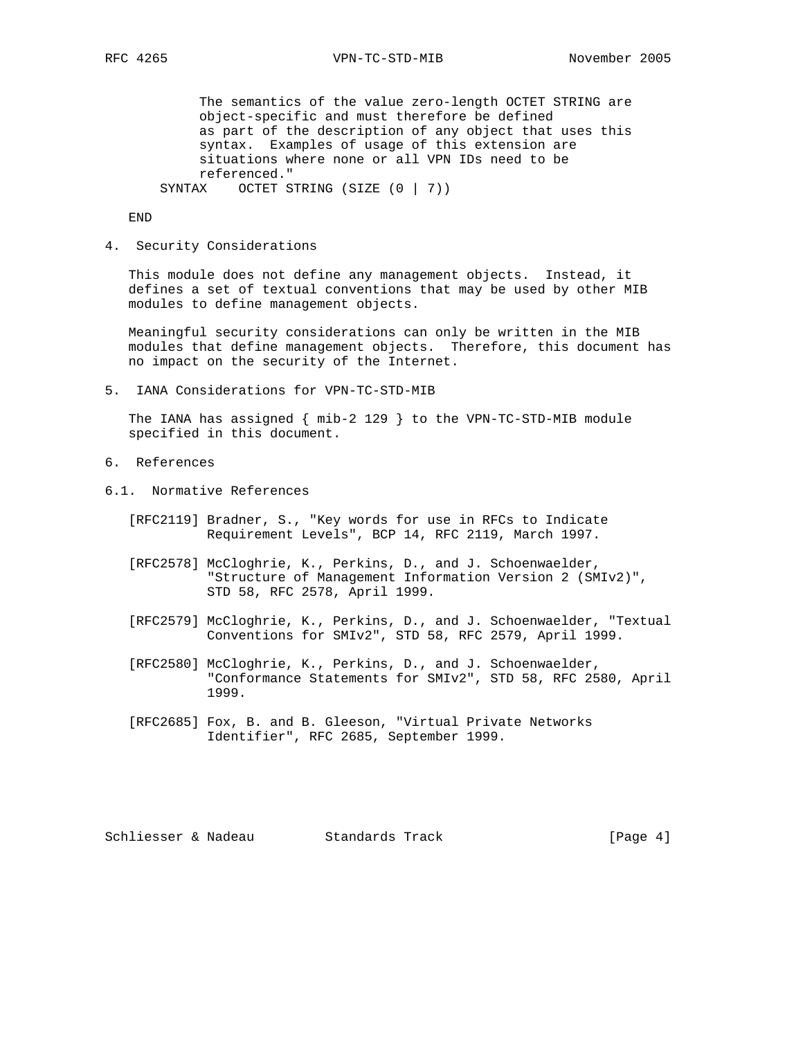```
           The semantics of the value zero-length OCTET STRING are
           object-specific and must therefore be defined
           as part of the description of any object that uses this
           syntax.  Examples of usage of this extension are
           situations where none or all VPN IDs need to be
           referenced."
       SYNTAX    OCTET STRING (SIZE (0 | 7))

   END
```

## 4. Security Considerations

This module does not define any management objects. Instead, it defines a set of textual conventions that may be used by other MIB modules to define management objects.

Meaningful security considerations can only be written in the MIB modules that define management objects. Therefore, this document has no impact on the security of the Internet.

## 5. IANA Considerations for VPN-TC-STD-MIB

The IANA has assigned { mib-2 129 } to the VPN-TC-STD-MIB module specified in this document.

## 6. References

### 6.1. Normative References

[RFC2119] Bradner, S., "Key words for use in RFCs to Indicate Requirement Levels", BCP 14, RFC 2119, March 1997.

[RFC2578] McCloghrie, K., Perkins, D., and J. Schoenwaelder, "Structure of Management Information Version 2 (SMIv2)", STD 58, RFC 2578, April 1999.

[RFC2579] McCloghrie, K., Perkins, D., and J. Schoenwaelder, "Textual Conventions for SMIv2", STD 58, RFC 2579, April 1999.

[RFC2580] McCloghrie, K., Perkins, D., and J. Schoenwaelder, "Conformance Statements for SMIv2", STD 58, RFC 2580, April 1999.

[RFC2685] Fox, B. and B. Gleeson, "Virtual Private Networks Identifier", RFC 2685, September 1999.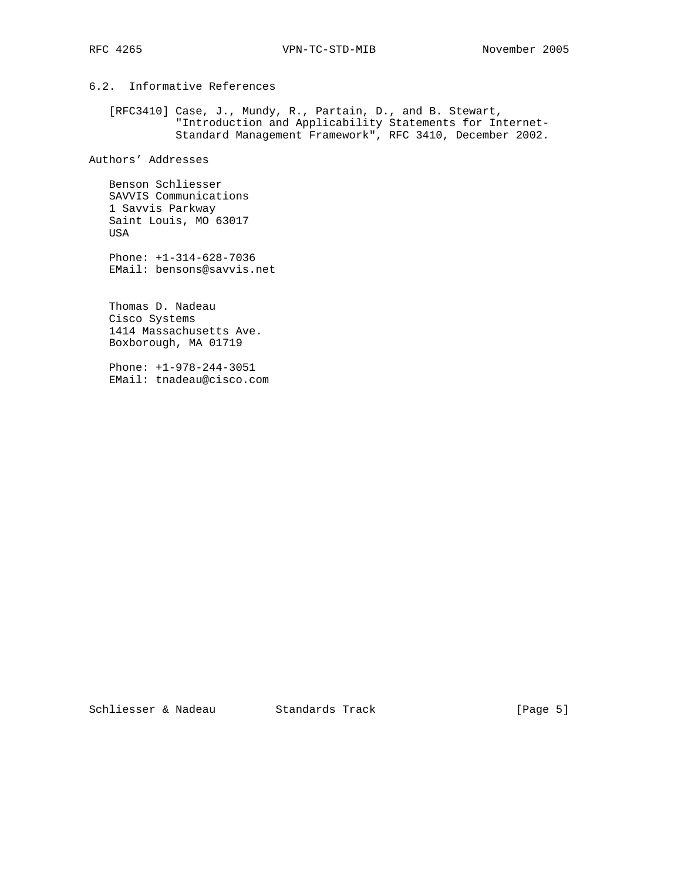## 6.2. Informative References

[RFC3410] Case, J., Mundy, R., Partain, D., and B. Stewart, "Introduction and Applicability Statements for Internet-Standard Management Framework", RFC 3410, December 2002.

## Authors' Addresses

Benson Schliesser
SAVVIS Communications
1 Savvis Parkway
Saint Louis, MO 63017
USA

Phone: +1-314-628-7036
EMail: bensons@savvis.net

Thomas D. Nadeau
Cisco Systems
1414 Massachusetts Ave.
Boxborough, MA 01719

Phone: +1-978-244-3051
EMail: tnadeau@cisco.com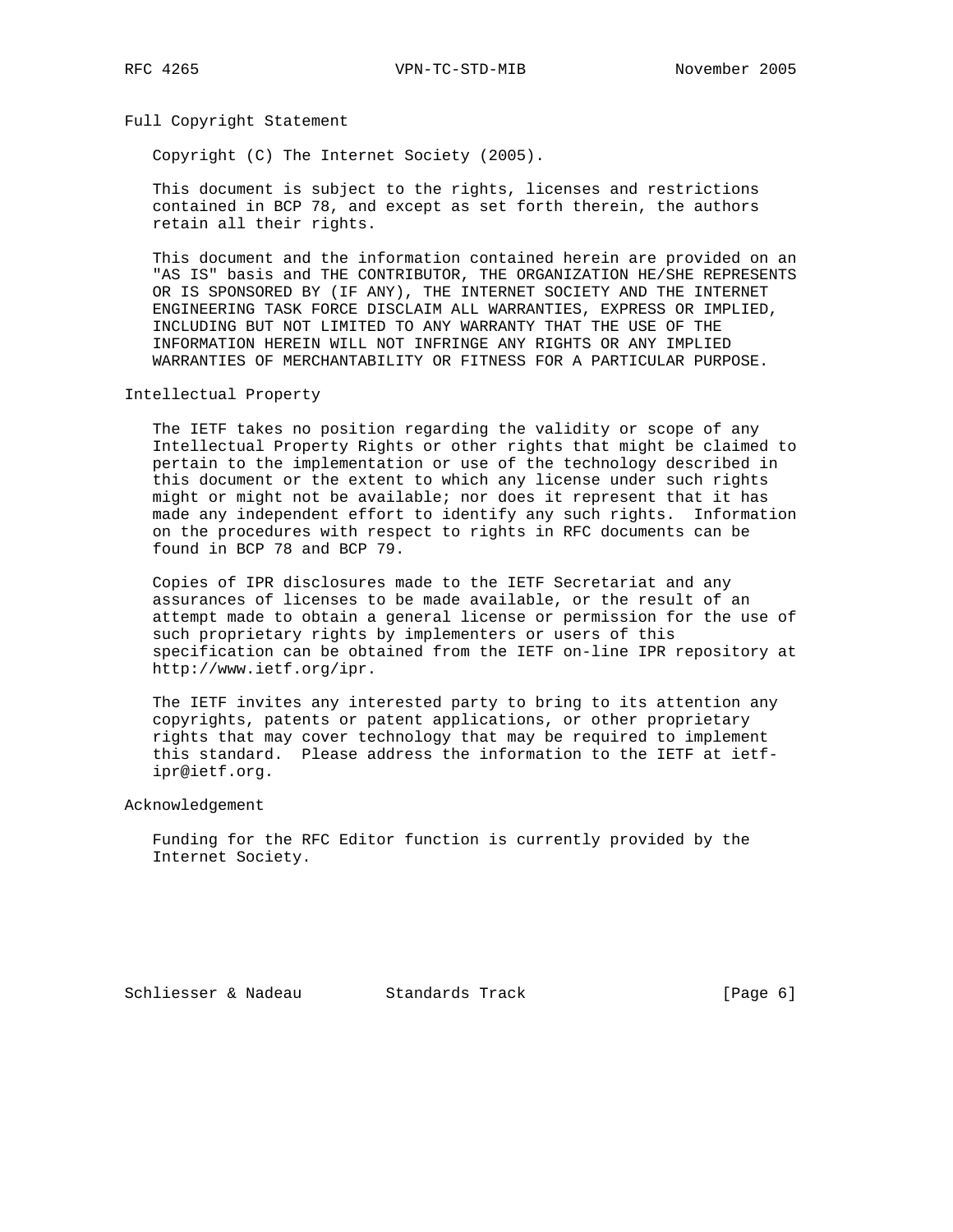## Full Copyright Statement

Copyright (C) The Internet Society (2005).

This document is subject to the rights, licenses and restrictions contained in BCP 78, and except as set forth therein, the authors retain all their rights.

This document and the information contained herein are provided on an "AS IS" basis and THE CONTRIBUTOR, THE ORGANIZATION HE/SHE REPRESENTS OR IS SPONSORED BY (IF ANY), THE INTERNET SOCIETY AND THE INTERNET ENGINEERING TASK FORCE DISCLAIM ALL WARRANTIES, EXPRESS OR IMPLIED, INCLUDING BUT NOT LIMITED TO ANY WARRANTY THAT THE USE OF THE INFORMATION HEREIN WILL NOT INFRINGE ANY RIGHTS OR ANY IMPLIED WARRANTIES OF MERCHANTABILITY OR FITNESS FOR A PARTICULAR PURPOSE.

## Intellectual Property

The IETF takes no position regarding the validity or scope of any Intellectual Property Rights or other rights that might be claimed to pertain to the implementation or use of the technology described in this document or the extent to which any license under such rights might or might not be available; nor does it represent that it has made any independent effort to identify any such rights. Information on the procedures with respect to rights in RFC documents can be found in BCP 78 and BCP 79.

Copies of IPR disclosures made to the IETF Secretariat and any assurances of licenses to be made available, or the result of an attempt made to obtain a general license or permission for the use of such proprietary rights by implementers or users of this specification can be obtained from the IETF on-line IPR repository at http://www.ietf.org/ipr.

The IETF invites any interested party to bring to its attention any copyrights, patents or patent applications, or other proprietary rights that may cover technology that may be required to implement this standard. Please address the information to the IETF at ietf-ipr@ietf.org.

## Acknowledgement

Funding for the RFC Editor function is currently provided by the Internet Society.